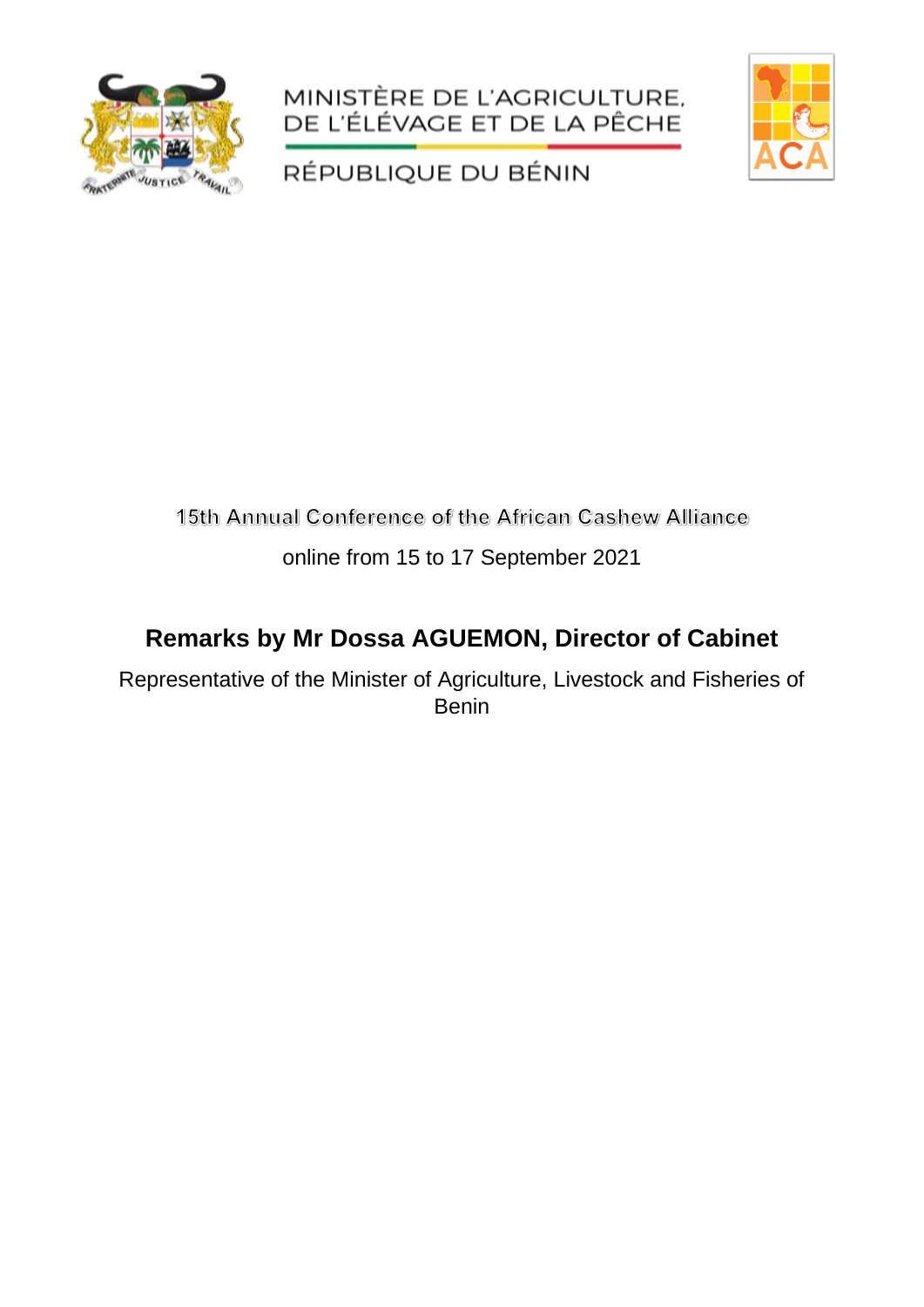MINISTÈRE DE L'AGRICULTURE, DE L'ÉLÉVAGE ET DE LA PÊCHE

RÉPUBLIQUE DU BÉNIN

15th Annual Conference of the African Cashew Alliance

online from 15 to 17 September 2021

# Remarks by Mr Dossa AGUEMON, Director of Cabinet

Representative of the Minister of Agriculture, Livestock and Fisheries of Benin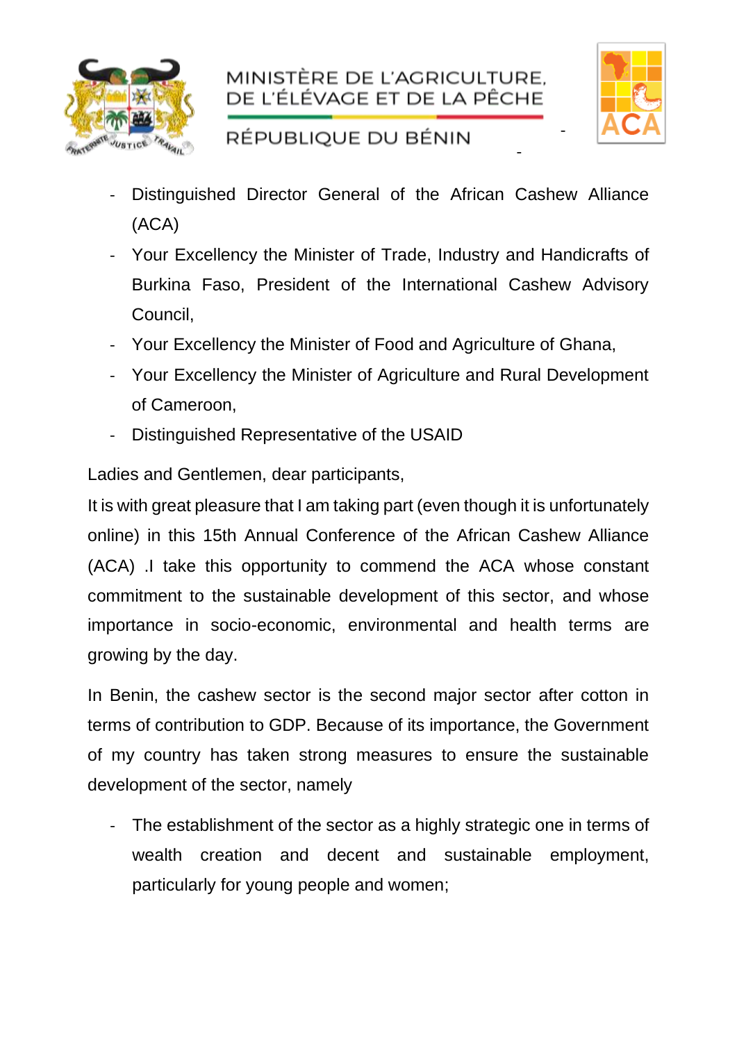- Distinguished Director General of the African Cashew Alliance (ACA)
- Your Excellency the Minister of Trade, Industry and Handicrafts of Burkina Faso, President of the International Cashew Advisory Council,
- Your Excellency the Minister of Food and Agriculture of Ghana,
- Your Excellency the Minister of Agriculture and Rural Development of Cameroon,
- Distinguished Representative of the USAID

Ladies and Gentlemen, dear participants,

It is with great pleasure that I am taking part (even though it is unfortunately online) in this 15th Annual Conference of the African Cashew Alliance (ACA) .I take this opportunity to commend the ACA whose constant commitment to the sustainable development of this sector, and whose importance in socio-economic, environmental and health terms are growing by the day.

In Benin, the cashew sector is the second major sector after cotton in terms of contribution to GDP. Because of its importance, the Government of my country has taken strong measures to ensure the sustainable development of the sector, namely

- The establishment of the sector as a highly strategic one in terms of wealth creation and decent and sustainable employment, particularly for young people and women;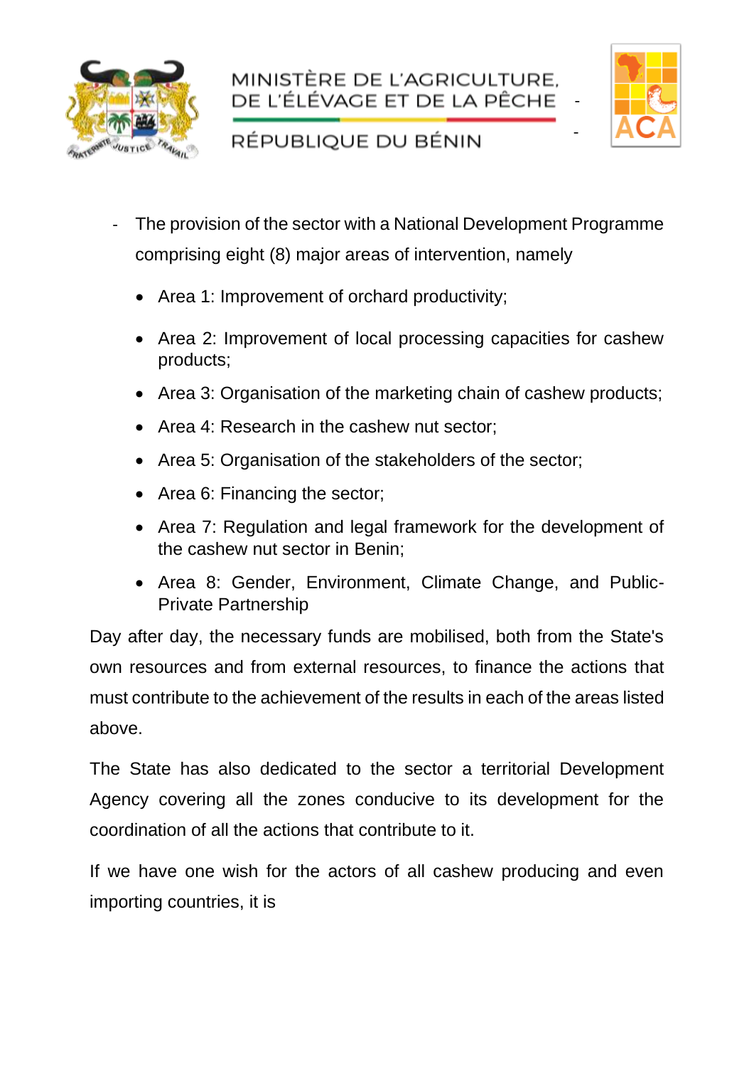- The provision of the sector with a National Development Programme comprising eight (8) major areas of intervention, namely

  - Area 1: Improvement of orchard productivity;
  - Area 2: Improvement of local processing capacities for cashew products;
  - Area 3: Organisation of the marketing chain of cashew products;
  - Area 4: Research in the cashew nut sector;
  - Area 5: Organisation of the stakeholders of the sector;
  - Area 6: Financing the sector;
  - Area 7: Regulation and legal framework for the development of the cashew nut sector in Benin;
  - Area 8: Gender, Environment, Climate Change, and Public-Private Partnership

Day after day, the necessary funds are mobilised, both from the State's own resources and from external resources, to finance the actions that must contribute to the achievement of the results in each of the areas listed above.

The State has also dedicated to the sector a territorial Development Agency covering all the zones conducive to its development for the coordination of all the actions that contribute to it.

If we have one wish for the actors of all cashew producing and even importing countries, it is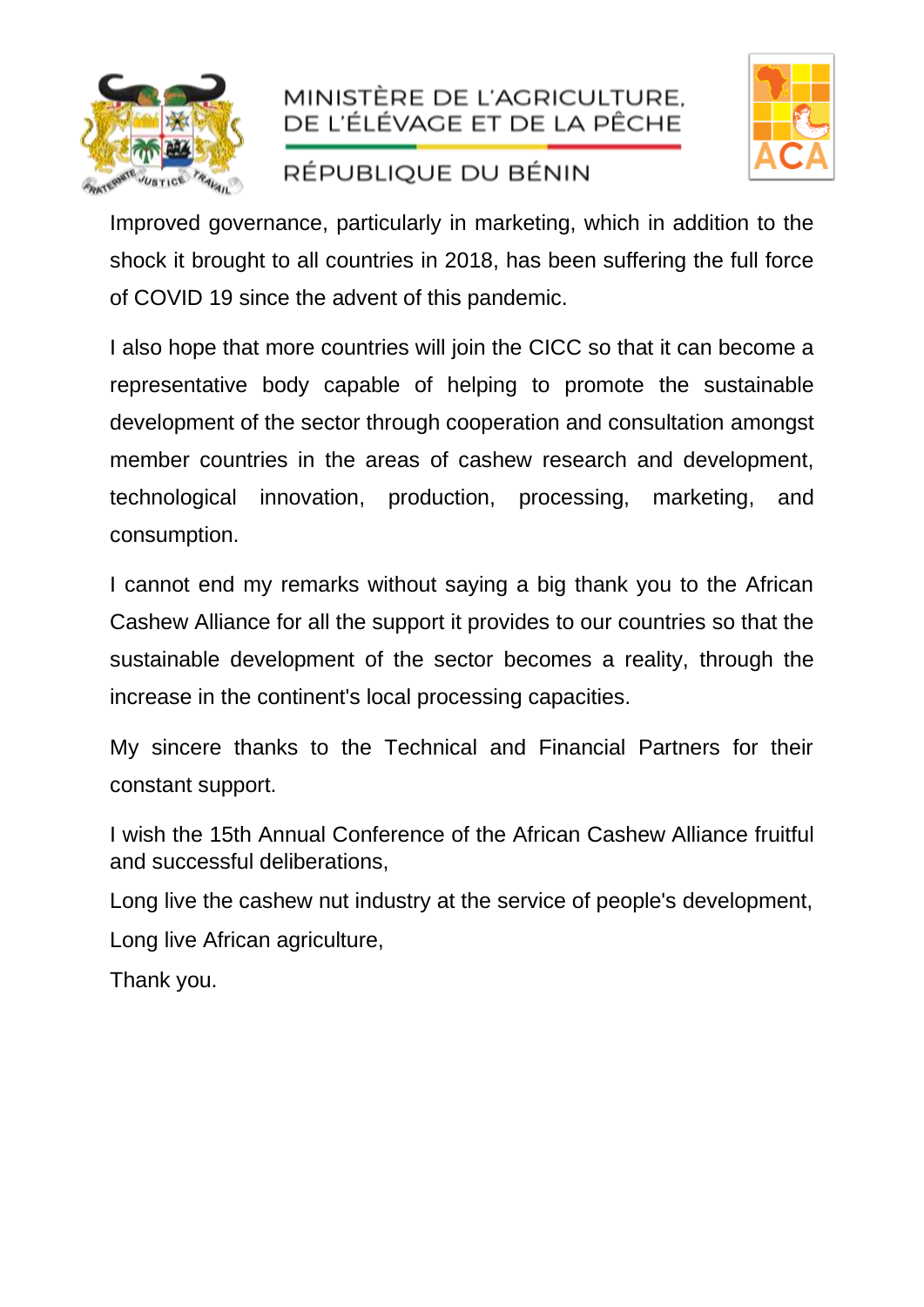Improved governance, particularly in marketing, which in addition to the shock it brought to all countries in 2018, has been suffering the full force of COVID 19 since the advent of this pandemic.

I also hope that more countries will join the CICC so that it can become a representative body capable of helping to promote the sustainable development of the sector through cooperation and consultation amongst member countries in the areas of cashew research and development, technological innovation, production, processing, marketing, and consumption.

I cannot end my remarks without saying a big thank you to the African Cashew Alliance for all the support it provides to our countries so that the sustainable development of the sector becomes a reality, through the increase in the continent's local processing capacities.

My sincere thanks to the Technical and Financial Partners for their constant support.

I wish the 15th Annual Conference of the African Cashew Alliance fruitful and successful deliberations,

Long live the cashew nut industry at the service of people's development,

Long live African agriculture,

Thank you.